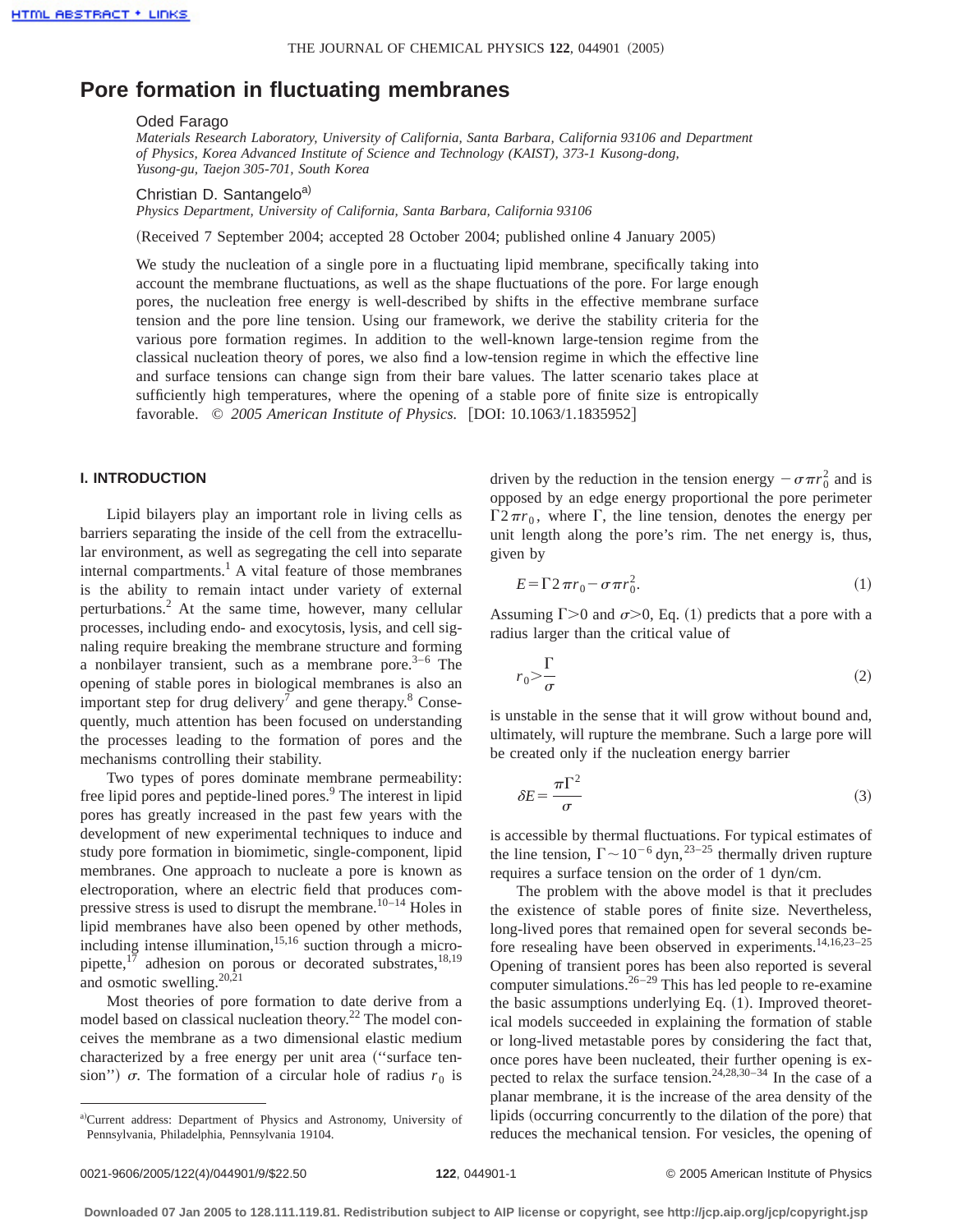# Pore formation in fluctuating membranes

Oded Farago

*Materials Research Laboratory, University of California, Santa Barbara, California 93106 and Department of Physics, Korea Advanced Institute of Science and Technology (KAIST), 373-1 Kusong-dong, Yusong-gu, Taejon 305-701, South Korea*

Christian D. Santangelo[a]

*Physics Department, University of California, Santa Barbara, California 93106*

(Received 7 September 2004; accepted 28 October 2004; published online 4 January 2005)

We study the nucleation of a single pore in a fluctuating lipid membrane, specifically taking into account the membrane fluctuations, as well as the shape fluctuations of the pore. For large enough pores, the nucleation free energy is well-described by shifts in the effective membrane surface tension and the pore line tension. Using our framework, we derive the stability criteria for the various pore formation regimes. In addition to the well-known large-tension regime from the classical nucleation theory of pores, we also find a low-tension regime in which the effective line and surface tensions can change sign from their bare values. The latter scenario takes place at sufficiently high temperatures, where the opening of a stable pore of finite size is entropically favorable. © *2005 American Institute of Physics.* [DOI: 10.1063/1.1835952]

## I. INTRODUCTION

Lipid bilayers play an important role in living cells as barriers separating the inside of the cell from the extracellular environment, as well as segregating the cell into separate internal compartments.[1] A vital feature of those membranes is the ability to remain intact under variety of external perturbations.[2] At the same time, however, many cellular processes, including endo- and exocytosis, lysis, and cell signaling require breaking the membrane structure and forming a nonbilayer transient, such as a membrane pore.[3–6] The opening of stable pores in biological membranes is also an important step for drug delivery[7] and gene therapy.[8] Consequently, much attention has been focused on understanding the processes leading to the formation of pores and the mechanisms controlling their stability.

Two types of pores dominate membrane permeability: free lipid pores and peptide-lined pores.[9] The interest in lipid pores has greatly increased in the past few years with the development of new experimental techniques to induce and study pore formation in biomimetic, single-component, lipid membranes. One approach to nucleate a pore is known as electroporation, where an electric field that produces compressive stress is used to disrupt the membrane.[10–14] Holes in lipid membranes have also been opened by other methods, including intense illumination,[15,16] suction through a micropipette,[17] adhesion on porous or decorated substrates,[18,19] and osmotic swelling.[20,21]

Most theories of pore formation to date derive from a model based on classical nucleation theory.[22] The model conceives the membrane as a two dimensional elastic medium characterized by a free energy per unit area ("surface tension") $\sigma$. The formation of a circular hole of radius $r_0$ is driven by the reduction in the tension energy $-\sigma\pi r_0^2$ and is opposed by an edge energy proportional the pore perimeter $\Gamma 2\pi r_0$, where $\Gamma$, the line tension, denotes the energy per unit length along the pore's rim. The net energy is, thus, given by

$$E=\Gamma 2\pi r_0-\sigma\pi r_0^2. \tag{1}$$

Assuming $\Gamma>0$ and $\sigma>0$, Eq. (1) predicts that a pore with a radius larger than the critical value of

$$r_0>\frac{\Gamma}{\sigma} \tag{2}$$

is unstable in the sense that it will grow without bound and, ultimately, will rupture the membrane. Such a large pore will be created only if the nucleation energy barrier

$$\delta E=\frac{\pi\Gamma^2}{\sigma} \tag{3}$$

is accessible by thermal fluctuations. For typical estimates of the line tension, $\Gamma\sim 10^{-6}$ dyn,[23–25] thermally driven rupture requires a surface tension on the order of 1 dyn/cm.

The problem with the above model is that it precludes the existence of stable pores of finite size. Nevertheless, long-lived pores that remained open for several seconds before resealing have been observed in experiments.[14,16,23–25] Opening of transient pores has been also reported is several computer simulations.[26–29] This has led people to re-examine the basic assumptions underlying Eq. (1). Improved theoretical models succeeded in explaining the formation of stable or long-lived metastable pores by considering the fact that, once pores have been nucleated, their further opening is expected to relax the surface tension.[24,28,30–34] In the case of a planar membrane, it is the increase of the area density of the lipids (occurring concurrently to the dilation of the pore) that reduces the mechanical tension. For vesicles, the opening of

[a] Current address: Department of Physics and Astronomy, University of Pennsylvania, Philadelphia, Pennsylvania 19104.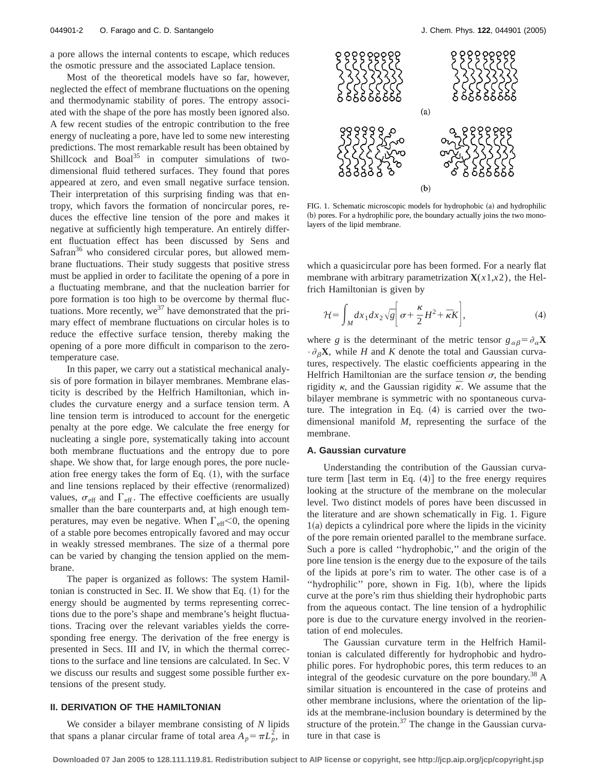a pore allows the internal contents to escape, which reduces the osmotic pressure and the associated Laplace tension.

Most of the theoretical models have so far, however, neglected the effect of membrane fluctuations on the opening and thermodynamic stability of pores. The entropy associated with the shape of the pore has mostly been ignored also. A few recent studies of the entropic contribution to the free energy of nucleating a pore, have led to some new interesting predictions. The most remarkable result has been obtained by Shillcock and Boal[35] in computer simulations of two-dimensional fluid tethered surfaces. They found that pores appeared at zero, and even small negative surface tension. Their interpretation of this surprising finding was that entropy, which favors the formation of noncircular pores, reduces the effective line tension of the pore and makes it negative at sufficiently high temperature. An entirely different fluctuation effect has been discussed by Sens and Safran[36] who considered circular pores, but allowed membrane fluctuations. Their study suggests that positive stress must be applied in order to facilitate the opening of a pore in a fluctuating membrane, and that the nucleation barrier for pore formation is too high to be overcome by thermal fluctuations. More recently, we[37] have demonstrated that the primary effect of membrane fluctuations on circular holes is to reduce the effective surface tension, thereby making the opening of a pore more difficult in comparison to the zero-temperature case.

In this paper, we carry out a statistical mechanical analysis of pore formation in bilayer membranes. Membrane elasticity is described by the Helfrich Hamiltonian, which includes the curvature energy and a surface tension term. A line tension term is introduced to account for the energetic penalty at the pore edge. We calculate the free energy for nucleating a single pore, systematically taking into account both membrane fluctuations and the entropy due to pore shape. We show that, for large enough pores, the pore nucleation free energy takes the form of Eq. (1), with the surface and line tensions replaced by their effective (renormalized) values, $\sigma_{\rm eff}$ and $\Gamma_{\rm eff}$. The effective coefficients are usually smaller than the bare counterparts and, at high enough temperatures, may even be negative. When $\Gamma_{\rm eff}<0$, the opening of a stable pore becomes entropically favored and may occur in weakly stressed membranes. The size of a thermal pore can be varied by changing the tension applied on the membrane.

The paper is organized as follows: The system Hamiltonian is constructed in Sec. II. We show that Eq. (1) for the energy should be augmented by terms representing corrections due to the pore's shape and membrane's height fluctuations. Tracing over the relevant variables yields the corresponding free energy. The derivation of the free energy is presented in Secs. III and IV, in which the thermal corrections to the surface and line tensions are calculated. In Sec. V we discuss our results and suggest some possible further extensions of the present study.

## II. DERIVATION OF THE HAMILTONIAN

We consider a bilayer membrane consisting of $N$ lipids that spans a planar circular frame of total area $A_p=\pi L_p^2$, in which a quasicircular pore has been formed. For a nearly flat membrane with arbitrary parametrization $\mathbf{X}(x1,x2)$, the Helfrich Hamiltonian is given by

FIG. 1. Schematic microscopic models for hydrophobic (a) and hydrophilic (b) pores. For a hydrophilic pore, the boundary actually joins the two monolayers of the lipid membrane.

$$\mathcal{H}=\int_M dx_1dx_2\sqrt{g}\left[\sigma+\frac{\kappa}{2}H^2+\bar{\kappa}K\right], \tag{4}$$

where $g$ is the determinant of the metric tensor $g_{\alpha\beta}=\partial_\alpha\mathbf{X}\cdot\partial_\beta\mathbf{X}$, while $H$ and $K$ denote the total and Gaussian curvatures, respectively. The elastic coefficients appearing in the Helfrich Hamiltonian are the surface tension $\sigma$, the bending rigidity $\kappa$, and the Gaussian rigidity $\bar{\kappa}$. We assume that the bilayer membrane is symmetric with no spontaneous curvature. The integration in Eq. (4) is carried over the two-dimensional manifold $M$, representing the surface of the membrane.

### A. Gaussian curvature

Understanding the contribution of the Gaussian curvature term [last term in Eq. (4)] to the free energy requires looking at the structure of the membrane on the molecular level. Two distinct models of pores have been discussed in the literature and are shown schematically in Fig. 1. Figure 1(a) depicts a cylindrical pore where the lipids in the vicinity of the pore remain oriented parallel to the membrane surface. Such a pore is called "hydrophobic," and the origin of the pore line tension is the energy due to the exposure of the tails of the lipids at pore's rim to water. The other case is of a "hydrophilic" pore, shown in Fig. 1(b), where the lipids curve at the pore's rim thus shielding their hydrophobic parts from the aqueous contact. The line tension of a hydrophilic pore is due to the curvature energy involved in the reorientation of end molecules.

The Gaussian curvature term in the Helfrich Hamiltonian is calculated differently for hydrophobic and hydrophilic pores. For hydrophobic pores, this term reduces to an integral of the geodesic curvature on the pore boundary.[38] A similar situation is encountered in the case of proteins and other membrane inclusions, where the orientation of the lipids at the membrane-inclusion boundary is determined by the structure of the protein.[37] The change in the Gaussian curvature in that case is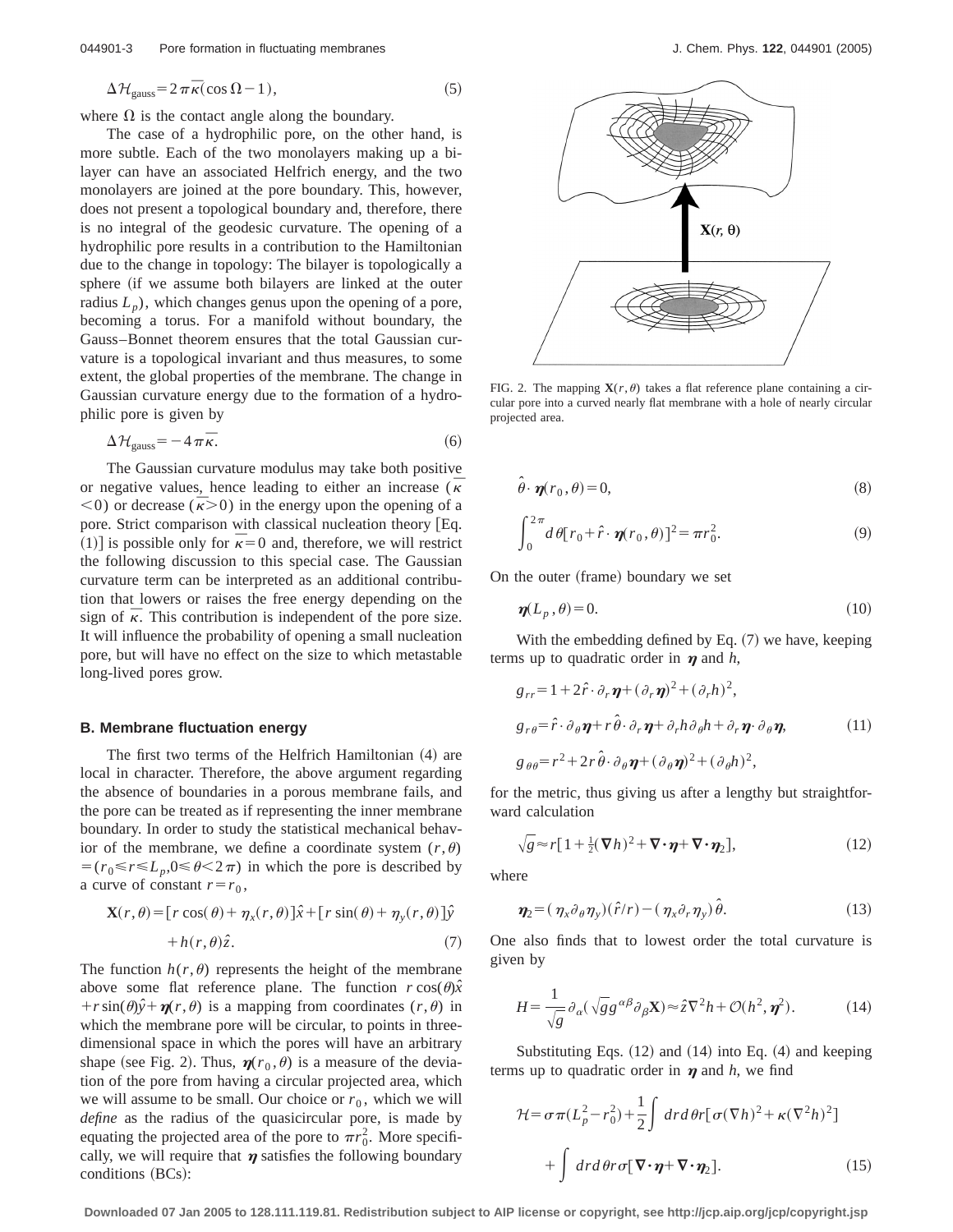$$\Delta \mathcal{H}_{\text{gauss}} = 2\pi\bar{\kappa}(\cos\Omega - 1), \tag{5}$$

where $\Omega$ is the contact angle along the boundary.

The case of a hydrophilic pore, on the other hand, is more subtle. Each of the two monolayers making up a bilayer can have an associated Helfrich energy, and the two monolayers are joined at the pore boundary. This, however, does not present a topological boundary and, therefore, there is no integral of the geodesic curvature. The opening of a hydrophilic pore results in a contribution to the Hamiltonian due to the change in topology: The bilayer is topologically a sphere (if we assume both bilayers are linked at the outer radius $L_p$), which changes genus upon the opening of a pore, becoming a torus. For a manifold without boundary, the Gauss–Bonnet theorem ensures that the total Gaussian curvature is a topological invariant and thus measures, to some extent, the global properties of the membrane. The change in Gaussian curvature energy due to the formation of a hydrophilic pore is given by

$$\Delta \mathcal{H}_{\text{gauss}} = -4\pi\bar{\kappa}. \tag{6}$$

The Gaussian curvature modulus may take both positive or negative values, hence leading to either an increase ($\bar{\kappa} < 0$) or decrease ($\bar{\kappa} > 0$) in the energy upon the opening of a pore. Strict comparison with classical nucleation theory [Eq. (1)] is possible only for $\bar{\kappa} = 0$ and, therefore, we will restrict the following discussion to this special case. The Gaussian curvature term can be interpreted as an additional contribution that lowers or raises the free energy depending on the sign of $\bar{\kappa}$. This contribution is independent of the pore size. It will influence the probability of opening a small nucleation pore, but will have no effect on the size to which metastable long-lived pores grow.

### B. Membrane fluctuation energy

The first two terms of the Helfrich Hamiltonian (4) are local in character. Therefore, the above argument regarding the absence of boundaries in a porous membrane fails, and the pore can be treated as if representing the inner membrane boundary. In order to study the statistical mechanical behavior of the membrane, we define a coordinate system $(r, \theta) = (r_0 \leq r \leq L_p, 0 \leq \theta < 2\pi)$ in which the pore is described by a curve of constant $r = r_0$,

$$\mathbf{X}(r,\theta) = [r\cos(\theta) + \eta_x(r,\theta)]\hat{x} + [r\sin(\theta) + \eta_y(r,\theta)]\hat{y} + h(r,\theta)\hat{z}. \tag{7}$$

The function $h(r,\theta)$ represents the height of the membrane above some flat reference plane. The function $r\cos(\theta)\hat{x} + r\sin(\theta)\hat{y} + \boldsymbol{\eta}(r,\theta)$ is a mapping from coordinates $(r,\theta)$ in which the membrane pore will be circular, to points in three-dimensional space in which the pores will have an arbitrary shape (see Fig. 2). Thus, $\boldsymbol{\eta}(r_0,\theta)$ is a measure of the deviation of the pore from having a circular projected area, which we will assume to be small. Our choice or $r_0$, which we will *define* as the radius of the quasicircular pore, is made by equating the projected area of the pore to $\pi r_0^2$. More specifically, we will require that $\boldsymbol{\eta}$ satisfies the following boundary conditions (BCs):

FIG. 2. The mapping $\mathbf{X}(r,\theta)$ takes a flat reference plane containing a circular pore into a curved nearly flat membrane with a hole of nearly circular projected area.

$$\hat{\theta} \cdot \boldsymbol{\eta}(r_0,\theta) = 0, \tag{8}$$

$$\int_0^{2\pi} d\theta [r_0 + \hat{r} \cdot \boldsymbol{\eta}(r_0,\theta)]^2 = \pi r_0^2. \tag{9}$$

On the outer (frame) boundary we set

$$\boldsymbol{\eta}(L_p,\theta) = 0. \tag{10}$$

With the embedding defined by Eq. (7) we have, keeping terms up to quadratic order in $\boldsymbol{\eta}$ and $h$,

$$g_{rr} = 1 + 2\hat{r} \cdot \partial_r \boldsymbol{\eta} + (\partial_r \boldsymbol{\eta})^2 + (\partial_r h)^2,$$
$$g_{r\theta} = \hat{r} \cdot \partial_\theta \boldsymbol{\eta} + r\hat{\theta} \cdot \partial_r \boldsymbol{\eta} + \partial_r h \partial_\theta h + \partial_r \boldsymbol{\eta} \cdot \partial_\theta \boldsymbol{\eta}, \tag{11}$$
$$g_{\theta\theta} = r^2 + 2r\hat{\theta} \cdot \partial_\theta \boldsymbol{\eta} + (\partial_\theta \boldsymbol{\eta})^2 + (\partial_\theta h)^2,$$

for the metric, thus giving us after a lengthy but straightforward calculation

$$\sqrt{g} \approx r[1 + \tfrac{1}{2}(\nabla h)^2 + \nabla \cdot \boldsymbol{\eta} + \nabla \cdot \boldsymbol{\eta}_2], \tag{12}$$

where

$$\boldsymbol{\eta}_2 = (\eta_x \partial_\theta \eta_y)(\hat{r}/r) - (\eta_x \partial_r \eta_y)\hat{\theta}. \tag{13}$$

One also finds that to lowest order the total curvature is given by

$$H = \frac{1}{\sqrt{g}} \partial_\alpha (\sqrt{g} g^{\alpha\beta} \partial_\beta \mathbf{X}) \approx \hat{z} \nabla^2 h + \mathcal{O}(h^2, \boldsymbol{\eta}^2). \tag{14}$$

Substituting Eqs. (12) and (14) into Eq. (4) and keeping terms up to quadratic order in $\boldsymbol{\eta}$ and $h$, we find

$$\mathcal{H} = \sigma\pi(L_p^2 - r_0^2) + \frac{1}{2}\int dr\, d\theta\, r[\sigma(\nabla h)^2 + \kappa(\nabla^2 h)^2] + \int dr\, d\theta\, r\sigma[\nabla \cdot \boldsymbol{\eta} + \nabla \cdot \boldsymbol{\eta}_2]. \tag{15}$$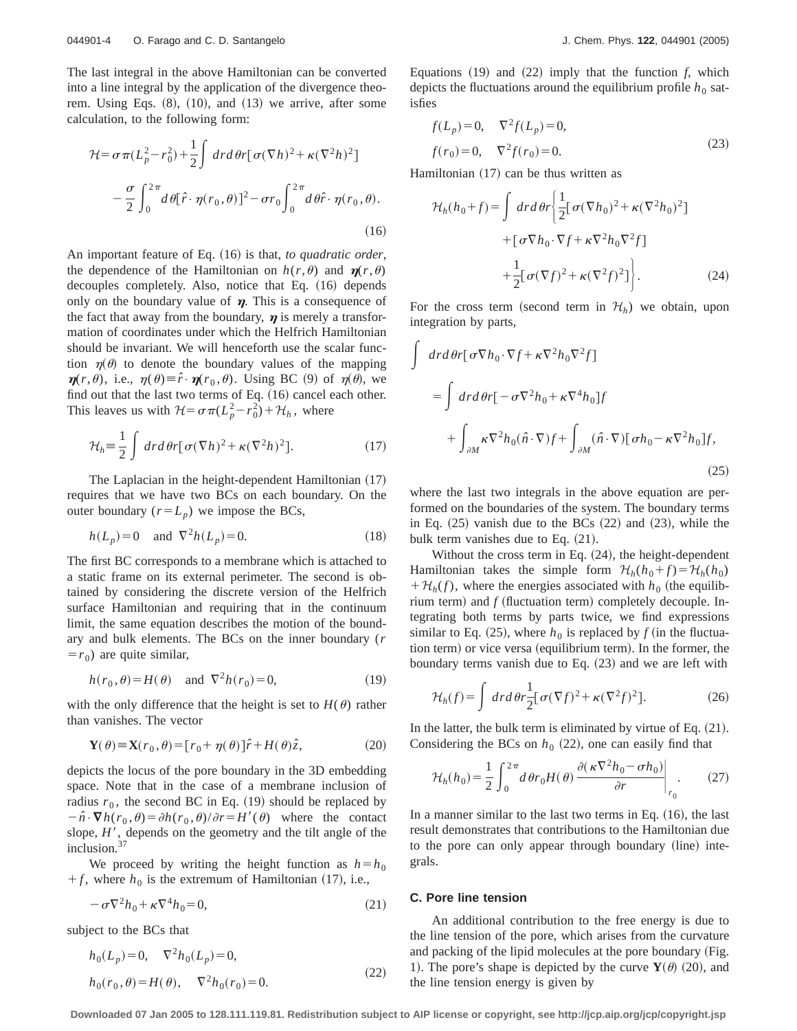The last integral in the above Hamiltonian can be converted into a line integral by the application of the divergence theorem. Using Eqs. (8), (10), and (13) we arrive, after some calculation, to the following form:

$$\mathcal{H} = \sigma\pi(L_p^2 - r_0^2) + \frac{1}{2}\int dr d\theta r[\sigma(\nabla h)^2 + \kappa(\nabla^2 h)^2] - \frac{\sigma}{2}\int_0^{2\pi} d\theta[\hat{r}\cdot\boldsymbol{\eta}(r_0,\theta)]^2 - \sigma r_0 \int_0^{2\pi} d\theta \hat{r}\cdot\boldsymbol{\eta}(r_0,\theta). \tag{16}$$

An important feature of Eq. (16) is that, *to quadratic order*, the dependence of the Hamiltonian on $h(r,\theta)$ and $\boldsymbol{\eta}(r,\theta)$ decouples completely. Also, notice that Eq. (16) depends only on the boundary value of $\boldsymbol{\eta}$. This is a consequence of the fact that away from the boundary, $\boldsymbol{\eta}$ is merely a transformation of coordinates under which the Helfrich Hamiltonian should be invariant. We will henceforth use the scalar function $\eta(\theta)$ to denote the boundary values of the mapping $\boldsymbol{\eta}(r,\theta)$, i.e., $\eta(\theta) \equiv \hat{r}\cdot\boldsymbol{\eta}(r_0,\theta)$. Using BC (9) of $\eta(\theta)$, we find out that the last two terms of Eq. (16) cancel each other. This leaves us with $\mathcal{H} = \sigma\pi(L_p^2 - r_0^2) + \mathcal{H}_h$, where

$$\mathcal{H}_h \equiv \frac{1}{2}\int dr d\theta r[\sigma(\nabla h)^2 + \kappa(\nabla^2 h)^2]. \tag{17}$$

The Laplacian in the height-dependent Hamiltonian (17) requires that we have two BCs on each boundary. On the outer boundary ($r = L_p$) we impose the BCs,

$$h(L_p) = 0 \quad \text{and} \quad \nabla^2 h(L_p) = 0. \tag{18}$$

The first BC corresponds to a membrane which is attached to a static frame on its external perimeter. The second is obtained by considering the discrete version of the Helfrich surface Hamiltonian and requiring that in the continuum limit, the same equation describes the motion of the boundary and bulk elements. The BCs on the inner boundary ($r = r_0$) are quite similar,

$$h(r_0,\theta) = H(\theta) \quad \text{and} \quad \nabla^2 h(r_0) = 0, \tag{19}$$

with the only difference that the height is set to $H(\theta)$ rather than vanishes. The vector

$$\mathbf{Y}(\theta) \equiv \mathbf{X}(r_0,\theta) = [r_0 + \eta(\theta)]\hat{r} + H(\theta)\hat{z}, \tag{20}$$

depicts the locus of the pore boundary in the 3D embedding space. Note that in the case of a membrane inclusion of radius $r_0$, the second BC in Eq. (19) should be replaced by $-\hat{n}\cdot\boldsymbol{\nabla} h(r_0,\theta) = \partial h(r_0,\theta)/\partial r = H'(\theta)$ where the contact slope, $H'$, depends on the geometry and the tilt angle of the inclusion.[37]

We proceed by writing the height function as $h = h_0 + f$, where $h_0$ is the extremum of Hamiltonian (17), i.e.,

$$-\sigma\nabla^2 h_0 + \kappa\nabla^4 h_0 = 0, \tag{21}$$

subject to the BCs that

$$h_0(L_p) = 0, \quad \nabla^2 h_0(L_p) = 0,$$
$$h_0(r_0,\theta) = H(\theta), \quad \nabla^2 h_0(r_0) = 0. \tag{22}$$

Equations (19) and (22) imply that the function $f$, which depicts the fluctuations around the equilibrium profile $h_0$ satisfies

$$f(L_p) = 0, \quad \nabla^2 f(L_p) = 0,$$
$$f(r_0) = 0, \quad \nabla^2 f(r_0) = 0. \tag{23}$$

Hamiltonian (17) can be thus written as

$$\mathcal{H}_h(h_0 + f) = \int dr d\theta r\Big\{\frac{1}{2}[\sigma(\nabla h_0)^2 + \kappa(\nabla^2 h_0)^2] + [\sigma\nabla h_0\cdot\nabla f + \kappa\nabla^2 h_0 \nabla^2 f] + \frac{1}{2}[\sigma(\nabla f)^2 + \kappa(\nabla^2 f)^2]\Big\}. \tag{24}$$

For the cross term (second term in $\mathcal{H}_h$) we obtain, upon integration by parts,

$$\int dr d\theta r[\sigma\nabla h_0\cdot\nabla f + \kappa\nabla^2 h_0\nabla^2 f] = \int dr d\theta r[-\sigma\nabla^2 h_0 + \kappa\nabla^4 h_0]f + \int_{\partial M}\kappa\nabla^2 h_0(\hat{n}\cdot\nabla)f + \int_{\partial M}(\hat{n}\cdot\nabla)[\sigma h_0 - \kappa\nabla^2 h_0]f, \tag{25}$$

where the last two integrals in the above equation are performed on the boundaries of the system. The boundary terms in Eq. (25) vanish due to the BCs (22) and (23), while the bulk term vanishes due to Eq. (21).

Without the cross term in Eq. (24), the height-dependent Hamiltonian takes the simple form $\mathcal{H}_h(h_0 + f) = \mathcal{H}_h(h_0) + \mathcal{H}_h(f)$, where the energies associated with $h_0$ (the equilibrium term) and $f$ (fluctuation term) completely decouple. Integrating both terms by parts twice, we find expressions similar to Eq. (25), where $h_0$ is replaced by $f$ (in the fluctuation term) or vice versa (equilibrium term). In the former, the boundary terms vanish due to Eq. (23) and we are left with

$$\mathcal{H}_h(f) = \int dr d\theta r \frac{1}{2}[\sigma(\nabla f)^2 + \kappa(\nabla^2 f)^2]. \tag{26}$$

In the latter, the bulk term is eliminated by virtue of Eq. (21). Considering the BCs on $h_0$ (22), one can easily find that

$$\mathcal{H}_h(h_0) = \frac{1}{2}\int_0^{2\pi} d\theta r_0 H(\theta)\left.\frac{\partial(\kappa\nabla^2 h_0 - \sigma h_0)}{\partial r}\right|_{r_0}. \tag{27}$$

In a manner similar to the last two terms in Eq. (16), the last result demonstrates that contributions to the Hamiltonian due to the pore can only appear through boundary (line) integrals.

### C. Pore line tension

An additional contribution to the free energy is due to the line tension of the pore, which arises from the curvature and packing of the lipid molecules at the pore boundary (Fig. 1). The pore's shape is depicted by the curve $\mathbf{Y}(\theta)$ (20), and the line tension energy is given by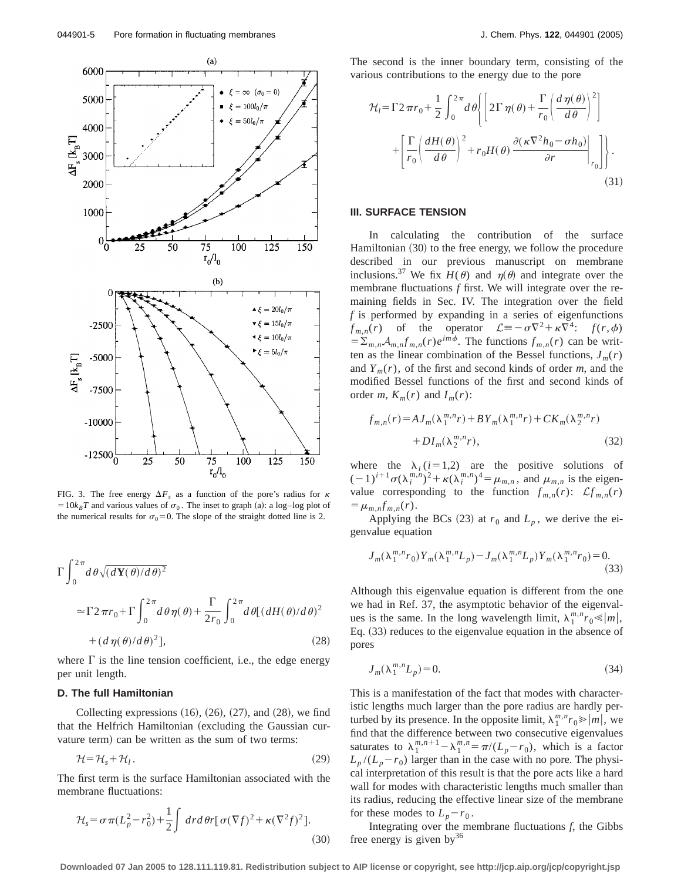FIG. 3. The free energy $\Delta F_s$ as a function of the pore's radius for $\kappa = 10k_BT$ and various values of $\sigma_0$. The inset to graph (a): a log–log plot of the numerical results for $\sigma_0 = 0$. The slope of the straight dotted line is 2.

$$\Gamma \int_0^{2\pi} d\theta \sqrt{(d\mathbf{Y}(\theta)/d\theta)^2}$$

$$\simeq \Gamma 2\pi r_0 + \Gamma \int_0^{2\pi} d\theta \eta(\theta) + \frac{\Gamma}{2r_0} \int_0^{2\pi} d\theta [(dH(\theta)/d\theta)^2 + (d\eta(\theta)/d\theta)^2], \tag{28}$$

where $\Gamma$ is the line tension coefficient, i.e., the edge energy per unit length.

### D. The full Hamiltonian

Collecting expressions (16), (26), (27), and (28), we find that the Helfrich Hamiltonian (excluding the Gaussian curvature term) can be written as the sum of two terms:

$$\mathcal{H} = \mathcal{H}_s + \mathcal{H}_l. \tag{29}$$

The first term is the surface Hamiltonian associated with the membrane fluctuations:

$$\mathcal{H}_s = \sigma\pi(L_p^2 - r_0^2) + \frac{1}{2}\int dr d\theta r [\sigma(\nabla f)^2 + \kappa(\nabla^2 f)^2]. \tag{30}$$

The second is the inner boundary term, consisting of the various contributions to the energy due to the pore

$$\mathcal{H}_l = \Gamma 2\pi r_0 + \frac{1}{2}\int_0^{2\pi} d\theta \left\{ \left[ 2\Gamma \eta(\theta) + \frac{\Gamma}{r_0}\left(\frac{d\eta(\theta)}{d\theta}\right)^2 \right] + \left[ \frac{\Gamma}{r_0}\left(\frac{dH(\theta)}{d\theta}\right)^2 + r_0 H(\theta) \frac{\partial(\kappa\nabla^2 h_0 - \sigma h_0)}{\partial r}\bigg|_{r_0} \right] \right\}. \tag{31}$$

## III. SURFACE TENSION

In calculating the contribution of the surface Hamiltonian (30) to the free energy, we follow the procedure described in our previous manuscript on membrane inclusions.[37] We fix $H(\theta)$ and $\eta(\theta)$ and integrate over the membrane fluctuations $f$ first. We will integrate over the remaining fields in Sec. IV. The integration over the field $f$ is performed by expanding in a series of eigenfunctions $f_{m,n}(r)$ of the operator $\mathcal{L} \equiv -\sigma\nabla^2 + \kappa\nabla^4$: $f(r,\phi) = \Sigma_{m,n} \mathcal{A}_{m,n} f_{m,n}(r) e^{im\phi}$. The functions $f_{m,n}(r)$ can be written as the linear combination of the Bessel functions, $J_m(r)$ and $Y_m(r)$, of the first and second kinds of order $m$, and the modified Bessel functions of the first and second kinds of order $m$, $K_m(r)$ and $I_m(r)$:

$$f_{m,n}(r) = AJ_m(\lambda_1^{m,n} r) + BY_m(\lambda_1^{m,n} r) + CK_m(\lambda_2^{m,n} r) + DI_m(\lambda_2^{m,n} r), \tag{32}$$

where the $\lambda_i$ $(i=1,2)$ are the positive solutions of $(-1)^{i+1}\sigma(\lambda_i^{m,n})^2 + \kappa(\lambda_i^{m,n})^4 = \mu_{m,n}$, and $\mu_{m,n}$ is the eigenvalue corresponding to the function $f_{m,n}(r)$: $\mathcal{L} f_{m,n}(r) = \mu_{m,n} f_{m,n}(r)$.

Applying the BCs (23) at $r_0$ and $L_p$, we derive the eigenvalue equation

$$J_m(\lambda_1^{m,n} r_0) Y_m(\lambda_1^{m,n} L_p) - J_m(\lambda_1^{m,n} L_p) Y_m(\lambda_1^{m,n} r_0) = 0. \tag{33}$$

Although this eigenvalue equation is different from the one we had in Ref. 37, the asymptotic behavior of the eigenvalues is the same. In the long wavelength limit, $\lambda_1^{m,n} r_0 \ll |m|$, Eq. (33) reduces to the eigenvalue equation in the absence of pores

$$J_m(\lambda_1^{m,n} L_p) = 0. \tag{34}$$

This is a manifestation of the fact that modes with characteristic lengths much larger than the pore radius are hardly perturbed by its presence. In the opposite limit, $\lambda_1^{m,n} r_0 \gg |m|$, we find that the difference between two consecutive eigenvalues saturates to $\lambda_1^{m,n+1} - \lambda_1^{m,n} = \pi/(L_p - r_0)$, which is a factor $L_p/(L_p - r_0)$ larger than in the case with no pore. The physical interpretation of this result is that the pore acts like a hard wall for modes with characteristic lengths much smaller than its radius, reducing the effective linear size of the membrane for these modes to $L_p - r_0$.

Integrating over the membrane fluctuations $f$, the Gibbs free energy is given by[36]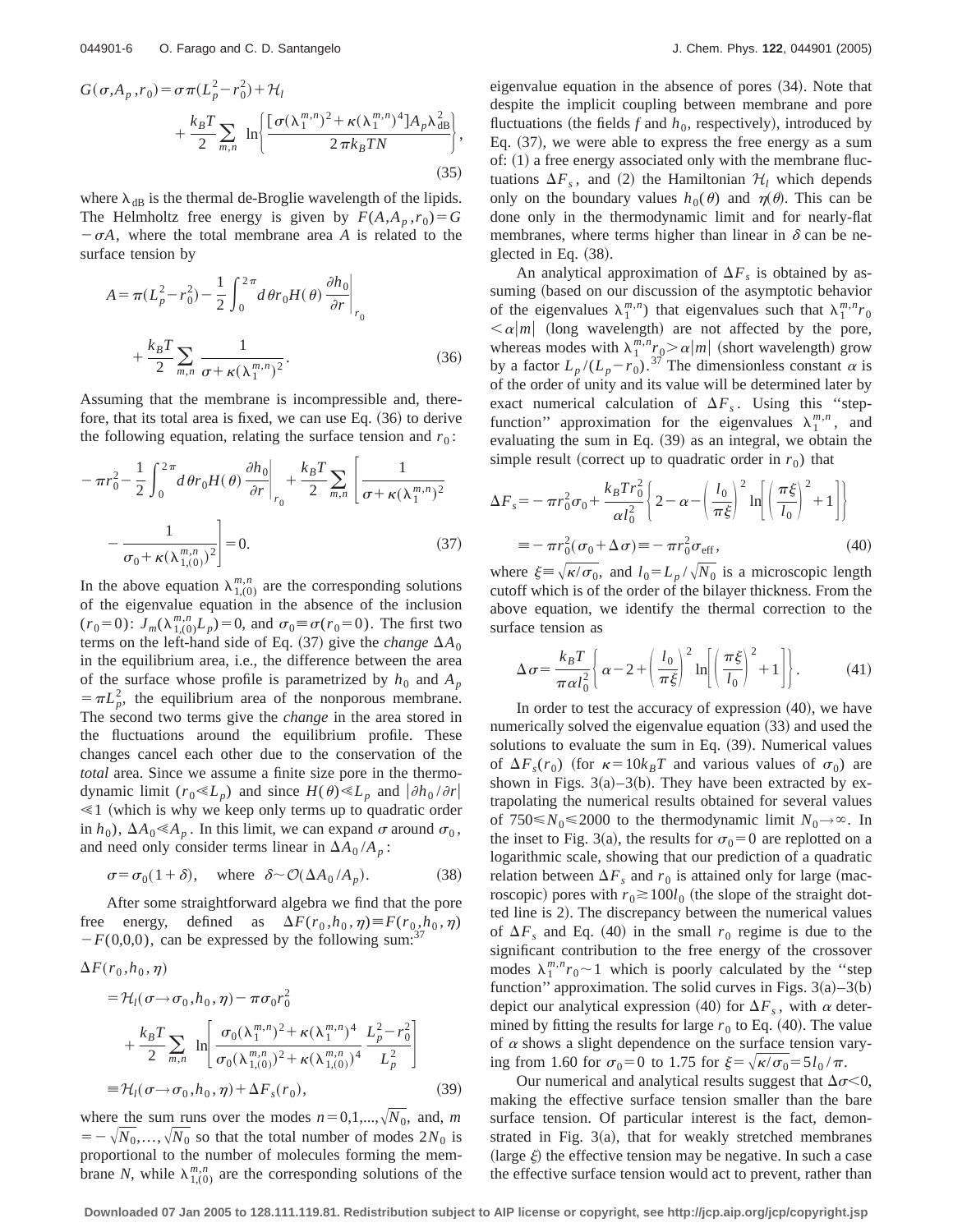$$G(\sigma,A_p,r_0)=\sigma\pi(L_p^2-r_0^2)+\mathcal{H}_l+\frac{k_BT}{2}\sum_{m,n}\ln\left\{\frac{[\sigma(\lambda_1^{m,n})^2+\kappa(\lambda_1^{m,n})^4]A_p\lambda_{\rm dB}^2}{2\pi k_BTN}\right\},\tag{35}$$

where $\lambda_{\rm dB}$ is the thermal de-Broglie wavelength of the lipids. The Helmholtz free energy is given by $F(A,A_p,r_0)=G-\sigma A$, where the total membrane area $A$ is related to the surface tension by

$$A=\pi(L_p^2-r_0^2)-\frac{1}{2}\int_0^{2\pi}d\theta r_0H(\theta)\left.\frac{\partial h_0}{\partial r}\right|_{r_0}+\frac{k_BT}{2}\sum_{m,n}\frac{1}{\sigma+\kappa(\lambda_1^{m,n})^2}.\tag{36}$$

Assuming that the membrane is incompressible and, therefore, that its total area is fixed, we can use Eq. (36) to derive the following equation, relating the surface tension and $r_0$:

$$-\pi r_0^2-\frac{1}{2}\int_0^{2\pi}d\theta r_0H(\theta)\left.\frac{\partial h_0}{\partial r}\right|_{r_0}+\frac{k_BT}{2}\sum_{m,n}\left[\frac{1}{\sigma+\kappa(\lambda_1^{m,n})^2}-\frac{1}{\sigma_0+\kappa(\lambda_{1,(0)}^{m,n})^2}\right]=0.\tag{37}$$

In the above equation $\lambda_{1,(0)}^{m,n}$ are the corresponding solutions of the eigenvalue equation in the absence of the inclusion ($r_0=0$): $J_m(\lambda_{1,(0)}^{m,n}L_p)=0$, and $\sigma_0\equiv\sigma(r_0=0)$. The first two terms on the left-hand side of Eq. (37) give the *change* $\Delta A_0$ in the equilibrium area, i.e., the difference between the area of the surface whose profile is parametrized by $h_0$ and $A_p=\pi L_p^2$, the equilibrium area of the nonporous membrane. The second two terms give the *change* in the area stored in the fluctuations around the equilibrium profile. These changes cancel each other due to the conservation of the *total* area. Since we assume a finite size pore in the thermodynamic limit ($r_0\ll L_p$) and since $H(\theta)\ll L_p$ and $|\partial h_0/\partial r|\ll 1$ (which is why we keep only terms up to quadratic order in $h_0$), $\Delta A_0\ll A_p$. In this limit, we can expand $\sigma$ around $\sigma_0$, and need only consider terms linear in $\Delta A_0/A_p$:

$$\sigma=\sigma_0(1+\delta),\quad \text{where}\ \ \delta\sim\mathcal{O}(\Delta A_0/A_p).\tag{38}$$

After some straightforward algebra we find that the pore free energy, defined as $\Delta F(r_0,h_0,\eta)\equiv F(r_0,h_0,\eta)-F(0,0,0)$, can be expressed by the following sum:[37]

$$\begin{aligned}\Delta F(r_0,h_0,\eta)&=\mathcal{H}_l(\sigma\to\sigma_0,h_0,\eta)-\pi\sigma_0r_0^2\\&\quad+\frac{k_BT}{2}\sum_{m,n}\ln\left[\frac{\sigma_0(\lambda_1^{m,n})^2+\kappa(\lambda_1^{m,n})^4}{\sigma_0(\lambda_{1,(0)}^{m,n})^2+\kappa(\lambda_{1,(0)}^{m,n})^4}\,\frac{L_p^2-r_0^2}{L_p^2}\right]\\&\equiv\mathcal{H}_l(\sigma\to\sigma_0,h_0,\eta)+\Delta F_s(r_0),\end{aligned}\tag{39}$$

where the sum runs over the modes $n=0,1,\ldots,\sqrt{N_0}$, and, $m=-\sqrt{N_0},\ldots,\sqrt{N_0}$ so that the total number of modes $2N_0$ is proportional to the number of molecules forming the membrane $N$, while $\lambda_{1,(0)}^{m,n}$ are the corresponding solutions of the eigenvalue equation in the absence of pores (34). Note that despite the implicit coupling between membrane and pore fluctuations (the fields $f$ and $h_0$, respectively), introduced by Eq. (37), we were able to express the free energy as a sum of: (1) a free energy associated only with the membrane fluctuations $\Delta F_s$, and (2) the Hamiltonian $\mathcal{H}_l$ which depends only on the boundary values $h_0(\theta)$ and $\eta(\theta)$. This can be done only in the thermodynamic limit and for nearly-flat membranes, where terms higher than linear in $\delta$ can be neglected in Eq. (38).

An analytical approximation of $\Delta F_s$ is obtained by assuming (based on our discussion of the asymptotic behavior of the eigenvalues $\lambda_1^{m,n}$) that eigenvalues such that $\lambda_1^{m,n}r_0<\alpha|m|$ (long wavelength) are not affected by the pore, whereas modes with $\lambda_1^{m,n}r_0>\alpha|m|$ (short wavelength) grow by a factor $L_p/(L_p-r_0)$.[37] The dimensionless constant $\alpha$ is of the order of unity and its value will be determined later by exact numerical calculation of $\Delta F_s$. Using this "step-function" approximation for the eigenvalues $\lambda_1^{m,n}$, and evaluating the sum in Eq. (39) as an integral, we obtain the simple result (correct up to quadratic order in $r_0$) that

$$\begin{aligned}\Delta F_s&=-\pi r_0^2\sigma_0+\frac{k_BTr_0^2}{\alpha l_0^2}\left\{2-\alpha-\left(\frac{l_0}{\pi\xi}\right)^2\ln\left[\left(\frac{\pi\xi}{l_0}\right)^2+1\right]\right\}\\&\equiv-\pi r_0^2(\sigma_0+\Delta\sigma)\equiv-\pi r_0^2\sigma_{\rm eff},\end{aligned}\tag{40}$$

where $\xi\equiv\sqrt{\kappa/\sigma_0}$, and $l_0=L_p/\sqrt{N_0}$ is a microscopic length cutoff which is of the order of the bilayer thickness. From the above equation, we identify the thermal correction to the surface tension as

$$\Delta\sigma=\frac{k_BT}{\pi\alpha l_0^2}\left\{\alpha-2+\left(\frac{l_0}{\pi\xi}\right)^2\ln\left[\left(\frac{\pi\xi}{l_0}\right)^2+1\right]\right\}.\tag{41}$$

In order to test the accuracy of expression (40), we have numerically solved the eigenvalue equation (33) and used the solutions to evaluate the sum in Eq. (39). Numerical values of $\Delta F_s(r_0)$ (for $\kappa=10k_BT$ and various values of $\sigma_0$) are shown in Figs. 3(a)–3(b). They have been extracted by extrapolating the numerical results obtained for several values of $750\leq N_0\leq 2000$ to the thermodynamic limit $N_0\to\infty$. In the inset to Fig. 3(a), the results for $\sigma_0=0$ are replotted on a logarithmic scale, showing that our prediction of a quadratic relation between $\Delta F_s$ and $r_0$ is attained only for large (macroscopic) pores with $r_0\gtrsim 100l_0$ (the slope of the straight dotted line is 2). The discrepancy between the numerical values of $\Delta F_s$ and Eq. (40) in the small $r_0$ regime is due to the significant contribution to the free energy of the crossover modes $\lambda_1^{m,n}r_0\sim 1$ which is poorly calculated by the "step function" approximation. The solid curves in Figs. 3(a)–3(b) depict our analytical expression (40) for $\Delta F_s$, with $\alpha$ determined by fitting the results for large $r_0$ to Eq. (40). The value of $\alpha$ shows a slight dependence on the surface tension varying from 1.60 for $\sigma_0=0$ to 1.75 for $\xi=\sqrt{\kappa/\sigma_0}=5l_0/\pi$.

Our numerical and analytical results suggest that $\Delta\sigma<0$, making the effective surface tension smaller than the bare surface tension. Of particular interest is the fact, demonstrated in Fig. 3(a), that for weakly stretched membranes (large $\xi$) the effective tension may be negative. In such a case the effective surface tension would act to prevent, rather than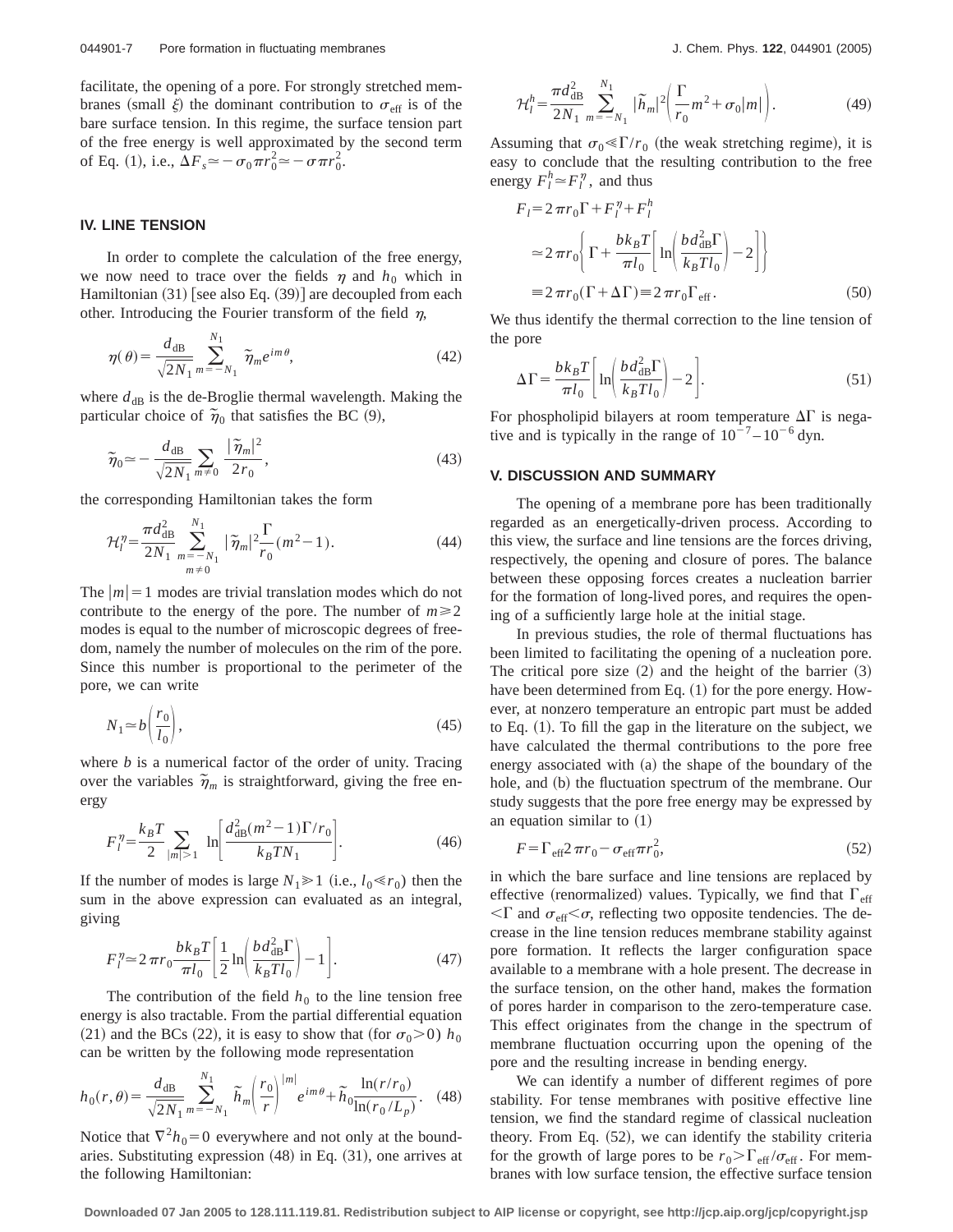facilitate, the opening of a pore. For strongly stretched membranes (small $\xi$) the dominant contribution to $\sigma_{\rm eff}$ is of the bare surface tension. In this regime, the surface tension part of the free energy is well approximated by the second term of Eq. (1), i.e., $\Delta F_s \simeq -\sigma_0 \pi r_0^2 \simeq -\sigma \pi r_0^2$.

## IV. LINE TENSION

In order to complete the calculation of the free energy, we now need to trace over the fields $\eta$ and $h_0$ which in Hamiltonian (31) [see also Eq. (39)] are decoupled from each other. Introducing the Fourier transform of the field $\eta$,

$$\eta(\theta) = \frac{d_{\rm dB}}{\sqrt{2N_1}} \sum_{m=-N_1}^{N_1} \tilde{\eta}_m e^{im\theta}, \tag{42}$$

where $d_{\rm dB}$ is the de-Broglie thermal wavelength. Making the particular choice of $\tilde{\eta}_0$ that satisfies the BC (9),

$$\tilde{\eta}_0 \simeq -\frac{d_{\rm dB}}{\sqrt{2N_1}} \sum_{m\neq 0} \frac{|\tilde{\eta}_m|^2}{2r_0}, \tag{43}$$

the corresponding Hamiltonian takes the form

$$\mathcal{H}_l^{\eta} = \frac{\pi d_{\rm dB}^2}{2N_1} \sum_{\substack{m=-N_1 \\ m\neq 0}}^{N_1} |\tilde{\eta}_m|^2 \frac{\Gamma}{r_0}(m^2-1). \tag{44}$$

The $|m|=1$ modes are trivial translation modes which do not contribute to the energy of the pore. The number of $m \geq 2$ modes is equal to the number of microscopic degrees of freedom, namely the number of molecules on the rim of the pore. Since this number is proportional to the perimeter of the pore, we can write

$$N_1 \simeq b\left(\frac{r_0}{l_0}\right), \tag{45}$$

where $b$ is a numerical factor of the order of unity. Tracing over the variables $\tilde{\eta}_m$ is straightforward, giving the free energy

$$F_l^{\eta} = \frac{k_BT}{2} \sum_{|m|>1} \ln\left[\frac{d_{\rm dB}^2(m^2-1)\Gamma/r_0}{k_BTN_1}\right]. \tag{46}$$

If the number of modes is large $N_1 \gg 1$ (i.e., $l_0 \ll r_0$) then the sum in the above expression can evaluated as an integral, giving

$$F_l^{\eta} \simeq 2\pi r_0 \frac{bk_BT}{\pi l_0}\left[\frac{1}{2}\ln\left(\frac{bd_{\rm dB}^2\Gamma}{k_BTl_0}\right) - 1\right]. \tag{47}$$

The contribution of the field $h_0$ to the line tension free energy is also tractable. From the partial differential equation (21) and the BCs (22), it is easy to show that (for $\sigma_0>0$) $h_0$ can be written by the following mode representation

$$h_0(r,\theta) = \frac{d_{\rm dB}}{\sqrt{2N_1}} \sum_{m=-N_1}^{N_1} \tilde{h}_m \left(\frac{r_0}{r}\right)^{|m|} e^{im\theta} + \tilde{h}_0 \frac{\ln(r/r_0)}{\ln(r_0/L_p)}. \tag{48}$$

Notice that $\nabla^2 h_0 = 0$ everywhere and not only at the boundaries. Substituting expression (48) in Eq. (31), one arrives at the following Hamiltonian:

$$\mathcal{H}_l^h = \frac{\pi d_{\rm dB}^2}{2N_1} \sum_{m=-N_1}^{N_1} |\tilde{h}_m|^2 \left(\frac{\Gamma}{r_0}m^2 + \sigma_0|m|\right). \tag{49}$$

Assuming that $\sigma_0 \ll \Gamma/r_0$ (the weak stretching regime), it is easy to conclude that the resulting contribution to the free energy $F_l^h \simeq F_l^{\eta}$, and thus

$$\begin{aligned} F_l &= 2\pi r_0 \Gamma + F_l^{\eta} + F_l^h \\ &\simeq 2\pi r_0 \left\{\Gamma + \frac{bk_BT}{\pi l_0}\left[\ln\left(\frac{bd_{\rm dB}^2\Gamma}{k_BTl_0}\right) - 2\right]\right\} \\ &\equiv 2\pi r_0(\Gamma + \Delta\Gamma) \equiv 2\pi r_0 \Gamma_{\rm eff}. \end{aligned} \tag{50}$$

We thus identify the thermal correction to the line tension of the pore

$$\Delta\Gamma = \frac{bk_BT}{\pi l_0}\left[\ln\left(\frac{bd_{\rm dB}^2\Gamma}{k_BTl_0}\right) - 2\right]. \tag{51}$$

For phospholipid bilayers at room temperature $\Delta\Gamma$ is negative and is typically in the range of $10^{-7}$–$10^{-6}$ dyn.

## V. DISCUSSION AND SUMMARY

The opening of a membrane pore has been traditionally regarded as an energetically-driven process. According to this view, the surface and line tensions are the forces driving, respectively, the opening and closure of pores. The balance between these opposing forces creates a nucleation barrier for the formation of long-lived pores, and requires the opening of a sufficiently large hole at the initial stage.

In previous studies, the role of thermal fluctuations has been limited to facilitating the opening of a nucleation pore. The critical pore size (2) and the height of the barrier (3) have been determined from Eq. (1) for the pore energy. However, at nonzero temperature an entropic part must be added to Eq. (1). To fill the gap in the literature on the subject, we have calculated the thermal contributions to the pore free energy associated with (a) the shape of the boundary of the hole, and (b) the fluctuation spectrum of the membrane. Our study suggests that the pore free energy may be expressed by an equation similar to (1)

$$F = \Gamma_{\rm eff} 2\pi r_0 - \sigma_{\rm eff}\pi r_0^2, \tag{52}$$

in which the bare surface and line tensions are replaced by effective (renormalized) values. Typically, we find that $\Gamma_{\rm eff} < \Gamma$ and $\sigma_{\rm eff} < \sigma$, reflecting two opposite tendencies. The decrease in the line tension reduces membrane stability against pore formation. It reflects the larger configuration space available to a membrane with a hole present. The decrease in the surface tension, on the other hand, makes the formation of pores harder in comparison to the zero-temperature case. This effect originates from the change in the spectrum of membrane fluctuation occurring upon the opening of the pore and the resulting increase in bending energy.

We can identify a number of different regimes of pore stability. For tense membranes with positive effective line tension, we find the standard regime of classical nucleation theory. From Eq. (52), we can identify the stability criteria for the growth of large pores to be $r_0 > \Gamma_{\rm eff}/\sigma_{\rm eff}$. For membranes with low surface tension, the effective surface tension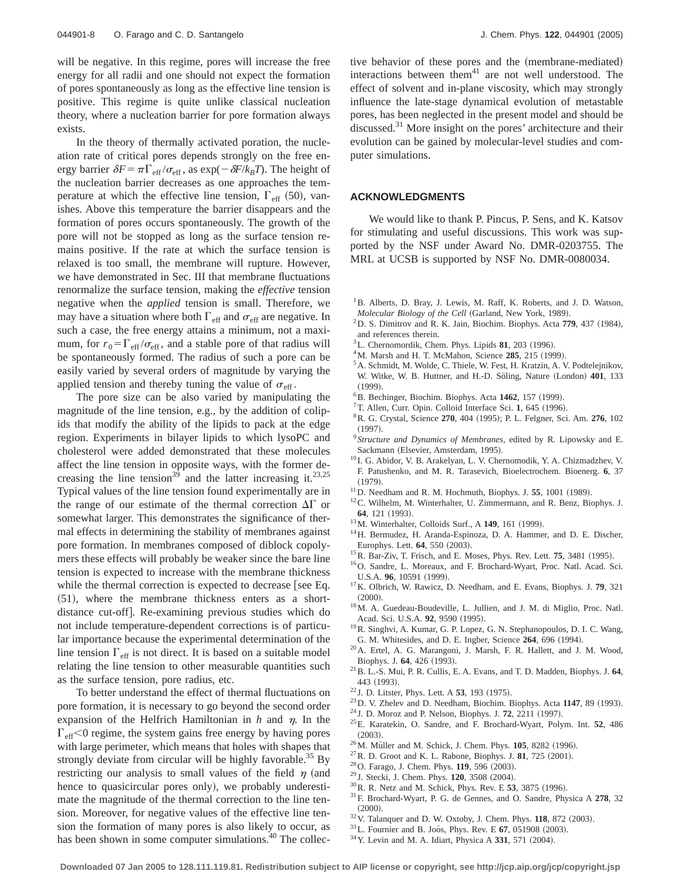will be negative. In this regime, pores will increase the free energy for all radii and one should not expect the formation of pores spontaneously as long as the effective line tension is positive. This regime is quite unlike classical nucleation theory, where a nucleation barrier for pore formation always exists.

In the theory of thermally activated poration, the nucleation rate of critical pores depends strongly on the free energy barrier $\delta F = \pi \Gamma_{\rm eff}/\sigma_{\rm eff}$, as $\exp(-\delta F/k_B T)$. The height of the nucleation barrier decreases as one approaches the temperature at which the effective line tension, $\Gamma_{\rm eff}$ (50), vanishes. Above this temperature the barrier disappears and the formation of pores occurs spontaneously. The growth of the pore will not be stopped as long as the surface tension remains positive. If the rate at which the surface tension is relaxed is too small, the membrane will rupture. However, we have demonstrated in Sec. III that membrane fluctuations renormalize the surface tension, making the *effective* tension negative when the *applied* tension is small. Therefore, we may have a situation where both $\Gamma_{\rm eff}$ and $\sigma_{\rm eff}$ are negative. In such a case, the free energy attains a minimum, not a maximum, for $r_0 = \Gamma_{\rm eff}/\sigma_{\rm eff}$, and a stable pore of that radius will be spontaneously formed. The radius of such a pore can be easily varied by several orders of magnitude by varying the applied tension and thereby tuning the value of $\sigma_{\rm eff}$.

The pore size can be also varied by manipulating the magnitude of the line tension, e.g., by the addition of colipids that modify the ability of the lipids to pack at the edge region. Experiments in bilayer lipids to which lysoPC and cholesterol were added demonstrated that these molecules affect the line tension in opposite ways, with the former decreasing the line tension[39] and the latter increasing it.[23,25] Typical values of the line tension found experimentally are in the range of our estimate of the thermal correction $\Delta\Gamma$ or somewhat larger. This demonstrates the significance of thermal effects in determining the stability of membranes against pore formation. In membranes composed of diblock copolymers these effects will probably be weaker since the bare line tension is expected to increase with the membrane thickness while the thermal correction is expected to decrease [see Eq. (51), where the membrane thickness enters as a short-distance cut-off]. Re-examining previous studies which do not include temperature-dependent corrections is of particular importance because the experimental determination of the line tension $\Gamma_{\rm eff}$ is not direct. It is based on a suitable model relating the line tension to other measurable quantities such as the surface tension, pore radius, etc.

To better understand the effect of thermal fluctuations on pore formation, it is necessary to go beyond the second order expansion of the Helfrich Hamiltonian in $h$ and $\eta$. In the $\Gamma_{\rm eff} < 0$ regime, the system gains free energy by having pores with large perimeter, which means that holes with shapes that strongly deviate from circular will be highly favorable.[35] By restricting our analysis to small values of the field $\eta$ (and hence to quasicircular pores only), we probably underestimate the magnitude of the thermal correction to the line tension. Moreover, for negative values of the effective line tension the formation of many pores is also likely to occur, as has been shown in some computer simulations.[40] The collective behavior of these pores and the (membrane-mediated) interactions between them[41] are not well understood. The effect of solvent and in-plane viscosity, which may strongly influence the late-stage dynamical evolution of metastable pores, has been neglected in the present model and should be discussed.[31] More insight on the pores' architecture and their evolution can be gained by molecular-level studies and computer simulations.

## ACKNOWLEDGMENTS

We would like to thank P. Pincus, P. Sens, and K. Katsov for stimulating and useful discussions. This work was supported by the NSF under Award No. DMR-0203755. The MRL at UCSB is supported by NSF No. DMR-0080034.

[1] B. Alberts, D. Bray, J. Lewis, M. Raff, K. Roberts, and J. D. Watson, *Molecular Biology of the Cell* (Garland, New York, 1989).
[2] D. S. Dimitrov and R. K. Jain, Biochim. Biophys. Acta **779**, 437 (1984), and references therein.
[3] L. Chernomordik, Chem. Phys. Lipids **81**, 203 (1996).
[4] M. Marsh and H. T. McMahon, Science **285**, 215 (1999).
[5] A. Schmidt, M. Wolde, C. Thiele, W. Fest, H. Kratzin, A. V. Podtelejnikov, W. Witke, W. B. Huttner, and H.-D. Söling, Nature (London) **401**, 133 (1999).
[6] B. Bechinger, Biochim. Biophys. Acta **1462**, 157 (1999).
[7] T. Allen, Curr. Opin. Colloid Interface Sci. **1**, 645 (1996).
[8] R. G. Crystal, Science **270**, 404 (1995); P. L. Felgner, Sci. Am. **276**, 102 (1997).
[9] *Structure and Dynamics of Membranes*, edited by R. Lipowsky and E. Sackmann (Elsevier, Amsterdam, 1995).
[10] I. G. Abidor, V. B. Arakelyan, L. V. Chernomodik, Y. A. Chizmadzhev, V. F. Patushenko, and M. R. Tarasevich, Bioelectrochem. Bioenerg. **6**, 37 (1979).
[11] D. Needham and R. M. Hochmuth, Biophys. J. **55**, 1001 (1989).
[12] C. Wilhelm, M. Winterhalter, U. Zimmermann, and R. Benz, Biophys. J. **64**, 121 (1993).
[13] M. Winterhalter, Colloids Surf., A **149**, 161 (1999).
[14] H. Bermudez, H. Aranda-Espinoza, D. A. Hammer, and D. E. Discher, Europhys. Lett. **64**, 550 (2003).
[15] R. Bar-Ziv, T. Frisch, and E. Moses, Phys. Rev. Lett. **75**, 3481 (1995).
[16] O. Sandre, L. Moreaux, and F. Brochard-Wyart, Proc. Natl. Acad. Sci. U.S.A. **96**, 10591 (1999).
[17] K. Olbrich, W. Rawicz, D. Needham, and E. Evans, Biophys. J. **79**, 321 (2000).
[18] M. A. Guedeau-Boudeville, L. Jullien, and J. M. di Miglio, Proc. Natl. Acad. Sci. U.S.A. **92**, 9590 (1995).
[19] R. Singhvi, A. Kumar, G. P. Lopez, G. N. Stephanopoulos, D. I. C. Wang, G. M. Whitesides, and D. E. Ingber, Science **264**, 696 (1994).
[20] A. Ertel, A. G. Marangoni, J. Marsh, F. R. Hallett, and J. M. Wood, Biophys. J. **64**, 426 (1993).
[21] B. L.-S. Mui, P. R. Cullis, E. A. Evans, and T. D. Madden, Biophys. J. **64**, 443 (1993).
[22] J. D. Litster, Phys. Lett. A **53**, 193 (1975).
[23] D. V. Zhelev and D. Needham, Biochim. Biophys. Acta **1147**, 89 (1993).
[24] J. D. Moroz and P. Nelson, Biophys. J. **72**, 2211 (1997).
[25] E. Karatekin, O. Sandre, and F. Brochard-Wyart, Polym. Int. **52**, 486 (2003).
[26] M. Müller and M. Schick, J. Chem. Phys. **105**, 8282 (1996).
[27] R. D. Groot and K. L. Rabone, Biophys. J. **81**, 725 (2001).
[28] O. Farago, J. Chem. Phys. **119**, 596 (2003).
[29] J. Stecki, J. Chem. Phys. **120**, 3508 (2004).
[30] R. R. Netz and M. Schick, Phys. Rev. E **53**, 3875 (1996).
[31] F. Brochard-Wyart, P. G. de Gennes, and O. Sandre, Physica A **278**, 32 (2000).
[32] V. Talanquer and D. W. Oxtoby, J. Chem. Phys. **118**, 872 (2003).
[33] L. Fournier and B. Joós, Phys. Rev. E **67**, 051908 (2003).
[34] Y. Levin and M. A. Idiart, Physica A **331**, 571 (2004).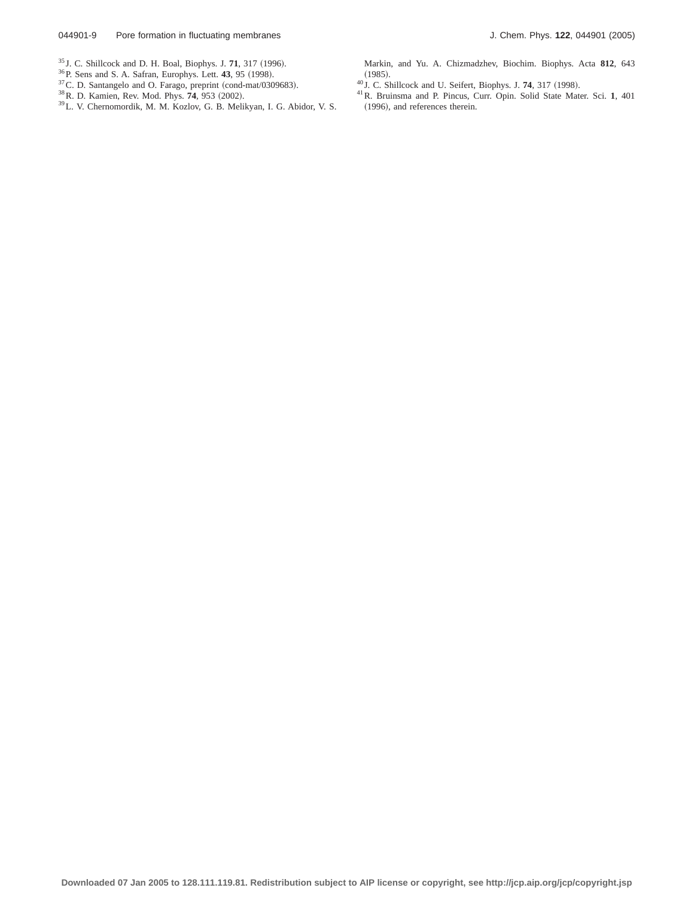[35] J. C. Shillcock and D. H. Boal, Biophys. J. **71**, 317 (1996).

[36] P. Sens and S. A. Safran, Europhys. Lett. **43**, 95 (1998).

[37] C. D. Santangelo and O. Farago, preprint (cond-mat/0309683).

[38] R. D. Kamien, Rev. Mod. Phys. **74**, 953 (2002).

[39] L. V. Chernomordik, M. M. Kozlov, G. B. Melikyan, I. G. Abidor, V. S. Markin, and Yu. A. Chizmadzhev, Biochim. Biophys. Acta **812**, 643 (1985).

[40] J. C. Shillcock and U. Seifert, Biophys. J. **74**, 317 (1998).

[41] R. Bruinsma and P. Pincus, Curr. Opin. Solid State Mater. Sci. **1**, 401 (1996), and references therein.